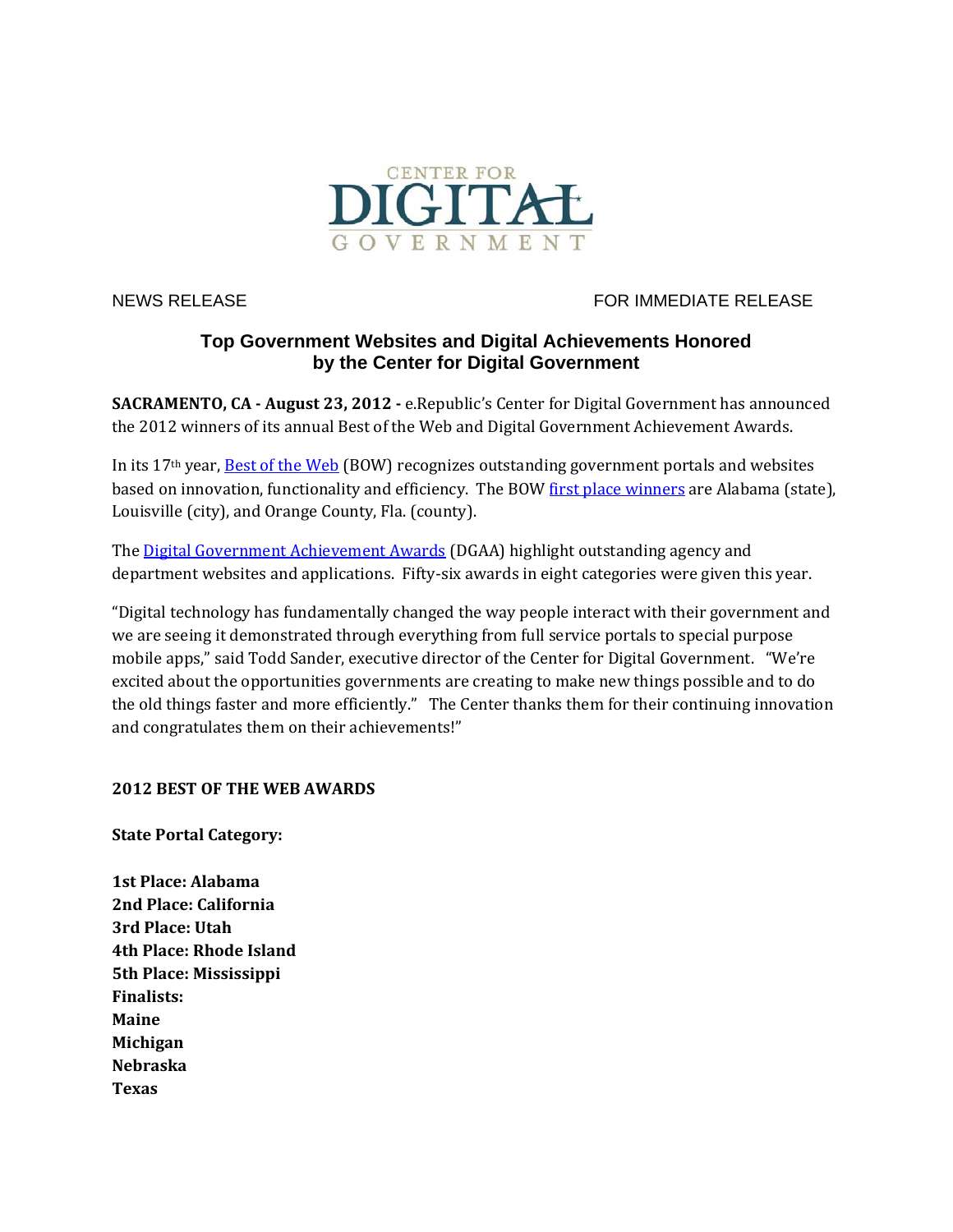CENTER FOR DIGITAL GOVERNMENT

NEWS RELEASE FOR IMMEDIATE RELEASE

# Top Government Websites and Digital Achievements Honored by the Center for Digital Government

**SACRAMENTO, CA - August 23, 2012 -** e.Republic's Center for Digital Government has announced the 2012 winners of its annual Best of the Web and Digital Government Achievement Awards.

In its 17th year, Best of the Web (BOW) recognizes outstanding government portals and websites based on innovation, functionality and efficiency. The BOW first place winners are Alabama (state), Louisville (city), and Orange County, Fla. (county).

The Digital Government Achievement Awards (DGAA) highlight outstanding agency and department websites and applications. Fifty-six awards in eight categories were given this year.

"Digital technology has fundamentally changed the way people interact with their government and we are seeing it demonstrated through everything from full service portals to special purpose mobile apps," said Todd Sander, executive director of the Center for Digital Government. "We're excited about the opportunities governments are creating to make new things possible and to do the old things faster and more efficiently." The Center thanks them for their continuing innovation and congratulates them on their achievements!"

**2012 BEST OF THE WEB AWARDS**

**State Portal Category:**

**1st Place: Alabama**
**2nd Place: California**
**3rd Place: Utah**
**4th Place: Rhode Island**
**5th Place: Mississippi**
**Finalists:**
**Maine**
**Michigan**
**Nebraska**
**Texas**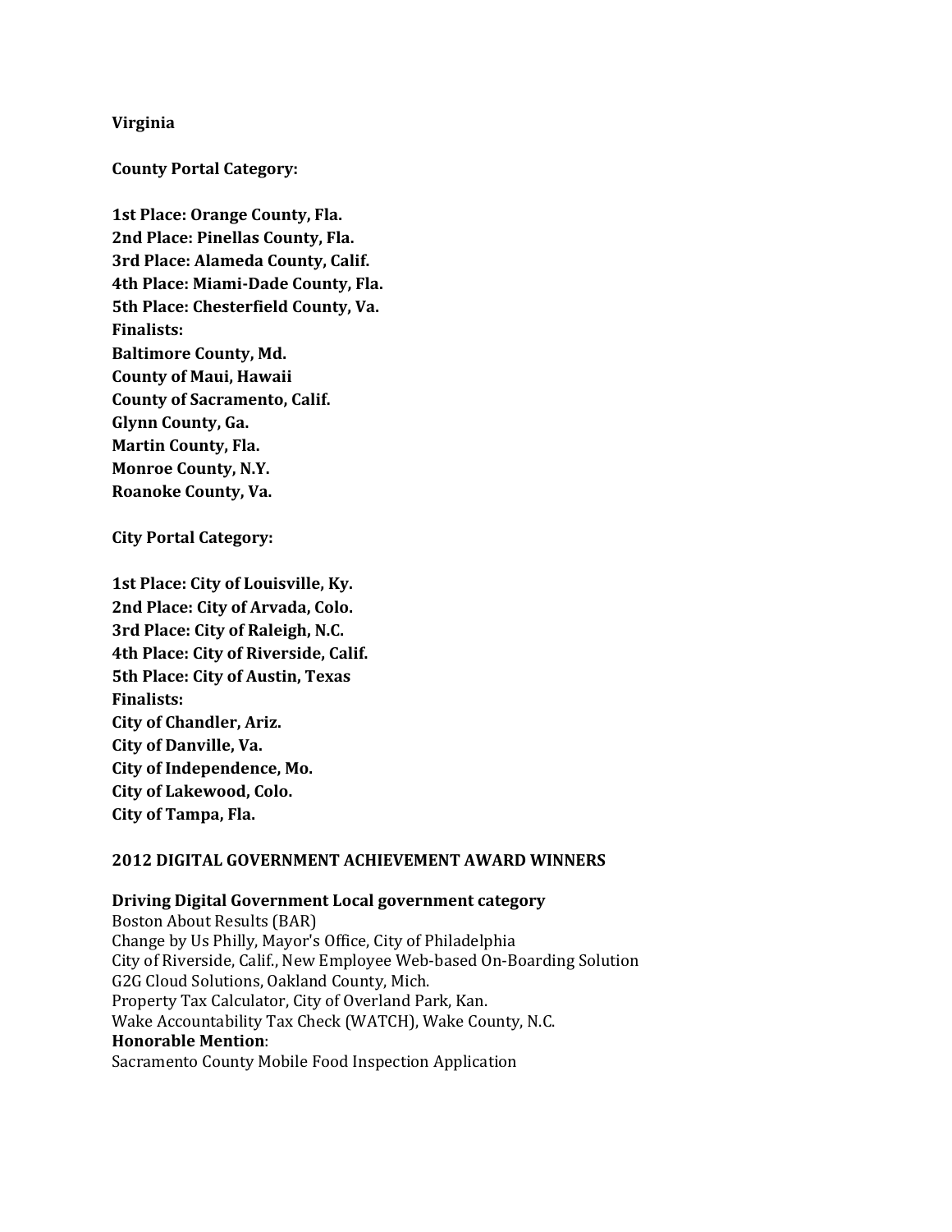**Virginia**

**County Portal Category:**

**1st Place: Orange County, Fla.**
**2nd Place: Pinellas County, Fla.**
**3rd Place: Alameda County, Calif.**
**4th Place: Miami-Dade County, Fla.**
**5th Place: Chesterfield County, Va.**
**Finalists:**
**Baltimore County, Md.**
**County of Maui, Hawaii**
**County of Sacramento, Calif.**
**Glynn County, Ga.**
**Martin County, Fla.**
**Monroe County, N.Y.**
**Roanoke County, Va.**

**City Portal Category:**

**1st Place: City of Louisville, Ky.**
**2nd Place: City of Arvada, Colo.**
**3rd Place: City of Raleigh, N.C.**
**4th Place: City of Riverside, Calif.**
**5th Place: City of Austin, Texas**
**Finalists:**
**City of Chandler, Ariz.**
**City of Danville, Va.**
**City of Independence, Mo.**
**City of Lakewood, Colo.**
**City of Tampa, Fla.**

**2012 DIGITAL GOVERNMENT ACHIEVEMENT AWARD WINNERS**

**Driving Digital Government Local government category**
Boston About Results (BAR)
Change by Us Philly, Mayor's Office, City of Philadelphia
City of Riverside, Calif., New Employee Web-based On-Boarding Solution
G2G Cloud Solutions, Oakland County, Mich.
Property Tax Calculator, City of Overland Park, Kan.
Wake Accountability Tax Check (WATCH), Wake County, N.C.
**Honorable Mention**:
Sacramento County Mobile Food Inspection Application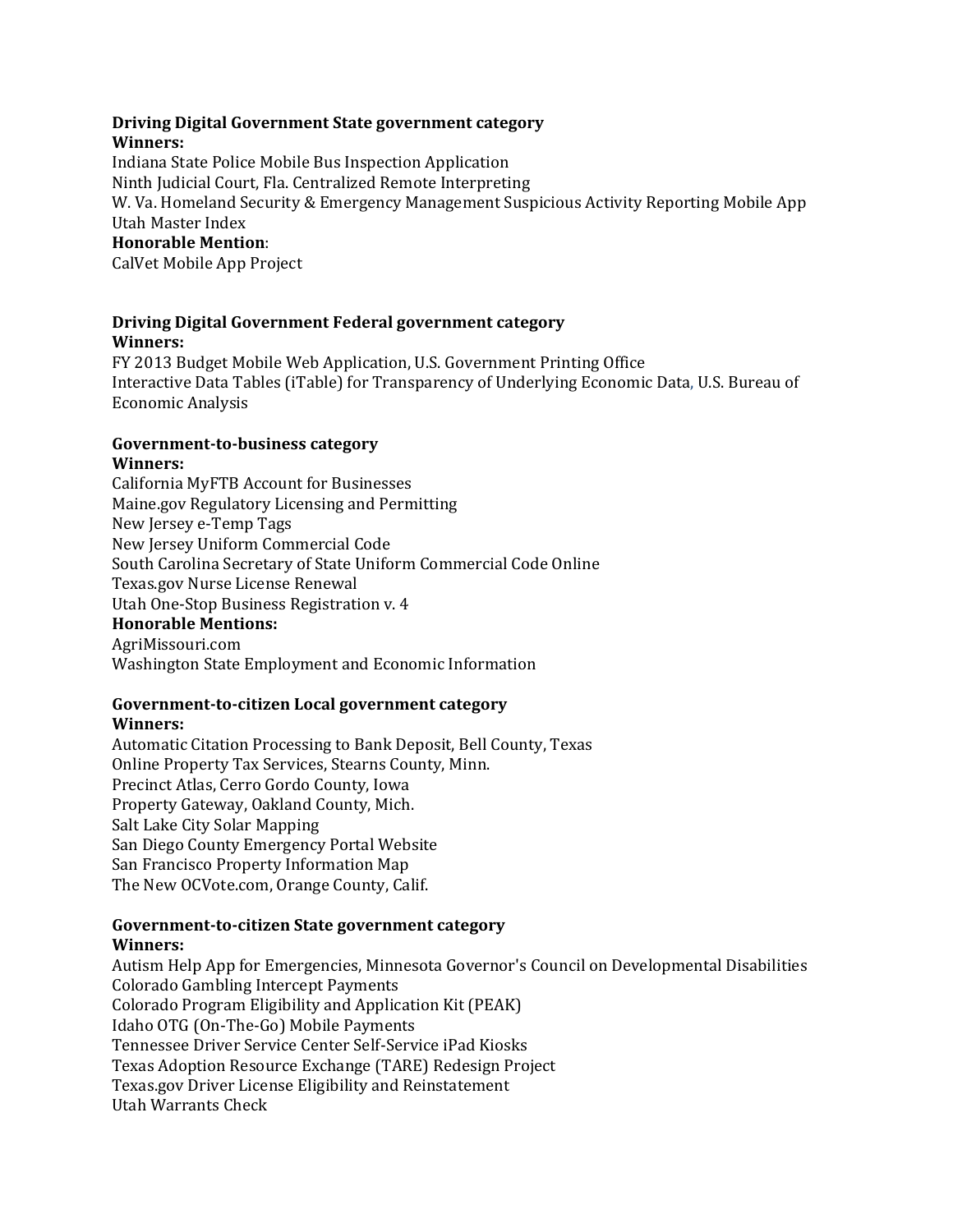**Driving Digital Government State government category**

**Winners:**

Indiana State Police Mobile Bus Inspection Application
Ninth Judicial Court, Fla. Centralized Remote Interpreting
W. Va. Homeland Security & Emergency Management Suspicious Activity Reporting Mobile App
Utah Master Index

**Honorable Mention**:

CalVet Mobile App Project

**Driving Digital Government Federal government category**

**Winners:**

FY 2013 Budget Mobile Web Application, U.S. Government Printing Office
Interactive Data Tables (iTable) for Transparency of Underlying Economic Data, U.S. Bureau of Economic Analysis

**Government-to-business category**

**Winners:**

California MyFTB Account for Businesses
Maine.gov Regulatory Licensing and Permitting
New Jersey e-Temp Tags
New Jersey Uniform Commercial Code
South Carolina Secretary of State Uniform Commercial Code Online
Texas.gov Nurse License Renewal
Utah One-Stop Business Registration v. 4

**Honorable Mentions:**

AgriMissouri.com
Washington State Employment and Economic Information

**Government-to-citizen Local government category**

**Winners:**

Automatic Citation Processing to Bank Deposit, Bell County, Texas
Online Property Tax Services, Stearns County, Minn.
Precinct Atlas, Cerro Gordo County, Iowa
Property Gateway, Oakland County, Mich.
Salt Lake City Solar Mapping
San Diego County Emergency Portal Website
San Francisco Property Information Map
The New OCVote.com, Orange County, Calif.

**Government-to-citizen State government category**

**Winners:**

Autism Help App for Emergencies, Minnesota Governor's Council on Developmental Disabilities
Colorado Gambling Intercept Payments
Colorado Program Eligibility and Application Kit (PEAK)
Idaho OTG (On-The-Go) Mobile Payments
Tennessee Driver Service Center Self-Service iPad Kiosks
Texas Adoption Resource Exchange (TARE) Redesign Project
Texas.gov Driver License Eligibility and Reinstatement
Utah Warrants Check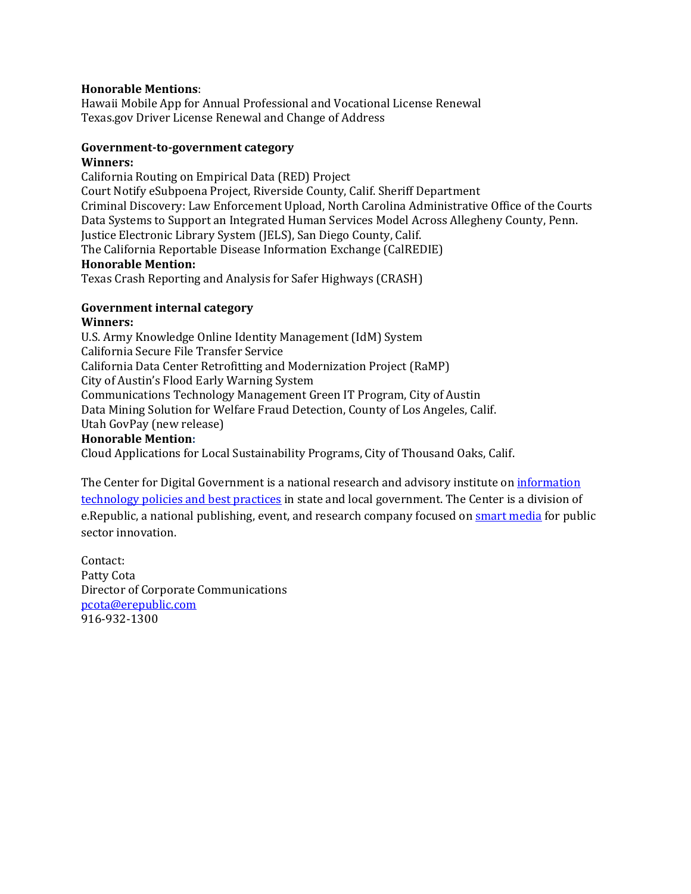**Honorable Mentions**:
Hawaii Mobile App for Annual Professional and Vocational License Renewal
Texas.gov Driver License Renewal and Change of Address

**Government-to-government category**
**Winners:**
California Routing on Empirical Data (RED) Project
Court Notify eSubpoena Project, Riverside County, Calif. Sheriff Department
Criminal Discovery: Law Enforcement Upload, North Carolina Administrative Office of the Courts
Data Systems to Support an Integrated Human Services Model Across Allegheny County, Penn.
Justice Electronic Library System (JELS), San Diego County, Calif.
The California Reportable Disease Information Exchange (CalREDIE)
**Honorable Mention:**
Texas Crash Reporting and Analysis for Safer Highways (CRASH)

**Government internal category**
**Winners:**
U.S. Army Knowledge Online Identity Management (IdM) System
California Secure File Transfer Service
California Data Center Retrofitting and Modernization Project (RaMP)
City of Austin's Flood Early Warning System
Communications Technology Management Green IT Program, City of Austin
Data Mining Solution for Welfare Fraud Detection, County of Los Angeles, Calif.
Utah GovPay (new release)
**Honorable Mention:**
Cloud Applications for Local Sustainability Programs, City of Thousand Oaks, Calif.

The Center for Digital Government is a national research and advisory institute on information technology policies and best practices in state and local government. The Center is a division of e.Republic, a national publishing, event, and research company focused on smart media for public sector innovation.

Contact:
Patty Cota
Director of Corporate Communications
pcota@erepublic.com
916-932-1300